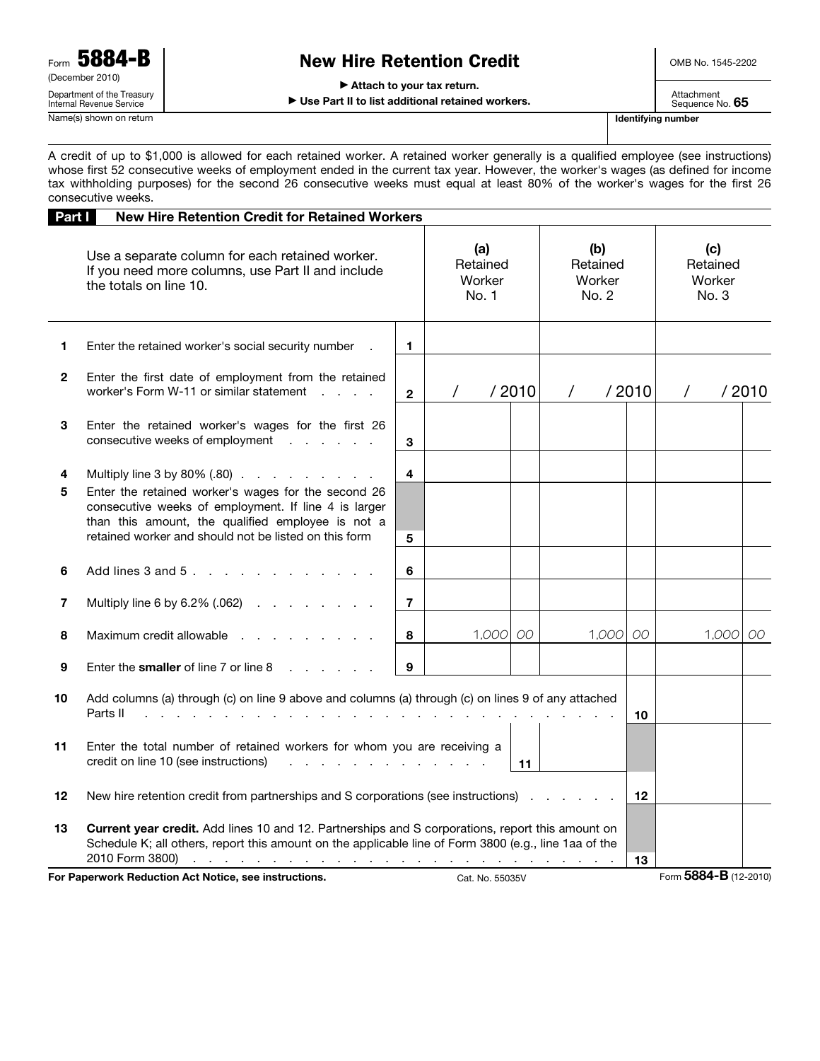Form **5884-B** (December 2010)
Department of the Treasury
Internal Revenue Service

# New Hire Retention Credit

▶ Attach to your tax return.
▶ Use Part II to list additional retained workers.

OMB No. 1545-2202
Attachment Sequence No. **65**

Name(s) shown on return | **Identifying number**

A credit of up to $1,000 is allowed for each retained worker. A retained worker generally is a qualified employee (see instructions) whose first 52 consecutive weeks of employment ended in the current tax year. However, the worker's wages (as defined for income tax withholding purposes) for the second 26 consecutive weeks must equal at least 80% of the worker's wages for the first 26 consecutive weeks.

## Part I — New Hire Retention Credit for Retained Workers

| | Use a separate column for each retained worker. If you need more columns, use Part II and include the totals on line 10. | | (a) Retained Worker No. 1 | (b) Retained Worker No. 2 | (c) Retained Worker No. 3 |
|---|---|---|---|---|---|
| 1 | Enter the retained worker's social security number | 1 | | | |
| 2 | Enter the first date of employment from the retained worker's Form W-11 or similar statement | 2 | / / 2010 | / / 2010 | / / 2010 |
| 3 | Enter the retained worker's wages for the first 26 consecutive weeks of employment | 3 | | | |
| 4 | Multiply line 3 by 80% (.80) | 4 | | | |
| 5 | Enter the retained worker's wages for the second 26 consecutive weeks of employment. If line 4 is larger than this amount, the qualified employee is not a retained worker and should not be listed on this form | 5 | | | |
| 6 | Add lines 3 and 5 | 6 | | | |
| 7 | Multiply line 6 by 6.2% (.062) | 7 | | | |
| 8 | Maximum credit allowable | 8 | 1,000 00 | 1,000 00 | 1,000 00 |
| 9 | Enter the **smaller** of line 7 or line 8 | 9 | | | |

| | | | |
|---|---|---|---|
| 10 | Add columns (a) through (c) on line 9 above and columns (a) through (c) on lines 9 of any attached Parts II | 10 | |
| 11 | Enter the total number of retained workers for whom you are receiving a credit on line 10 (see instructions) ... 11 | | |
| 12 | New hire retention credit from partnerships and S corporations (see instructions) | 12 | |
| 13 | **Current year credit.** Add lines 10 and 12. Partnerships and S corporations, report this amount on Schedule K; all others, report this amount on the applicable line of Form 3800 (e.g., line 1aa of the 2010 Form 3800) | 13 | |

**For Paperwork Reduction Act Notice, see instructions.** Cat. No. 55035V Form **5884-B** (12-2010)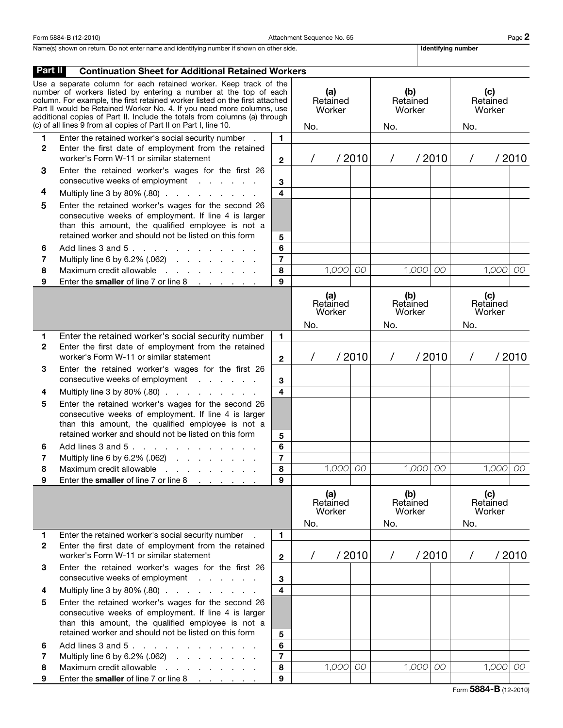Form 5884-B (12-2010) Attachment Sequence No. 65

Name(s) shown on return. Do not enter name and identifying number if shown on other side. | **Identifying number**

## Part II Continuation Sheet for Additional Retained Workers

| Use a separate column for each retained worker. Keep track of the number of workers listed by entering a number at the top of each column. For example, the first retained worker listed on the first attached Part II would be Retained Worker No. 4. If you need more columns, use additional copies of Part II. Include the totals from columns (a) through (c) of all lines 9 from all copies of Part II on Part I, line 10. | | (a) Retained Worker No. | (b) Retained Worker No. | (c) Retained Worker No. |
|---|---|---|---|---|
| **1** Enter the retained worker's social security number | 1 | | | |
| **2** Enter the first date of employment from the retained worker's Form W-11 or similar statement | 2 | / / 2010 | / / 2010 | / / 2010 |
| **3** Enter the retained worker's wages for the first 26 consecutive weeks of employment | 3 | | | |
| **4** Multiply line 3 by 80% (.80) | 4 | | | |
| **5** Enter the retained worker's wages for the second 26 consecutive weeks of employment. If line 4 is larger than this amount, the qualified employee is not a retained worker and should not be listed on this form | 5 | | | |
| **6** Add lines 3 and 5 | 6 | | | |
| **7** Multiply line 6 by 6.2% (.062) | 7 | | | |
| **8** Maximum credit allowable | 8 | 1,000 00 | 1,000 00 | 1,000 00 |
| **9** Enter the **smaller** of line 7 or line 8 | 9 | | | |

| | | (a) Retained Worker No. | (b) Retained Worker No. | (c) Retained Worker No. |
|---|---|---|---|---|
| **1** Enter the retained worker's social security number | 1 | | | |
| **2** Enter the first date of employment from the retained worker's Form W-11 or similar statement | 2 | / / 2010 | / / 2010 | / / 2010 |
| **3** Enter the retained worker's wages for the first 26 consecutive weeks of employment | 3 | | | |
| **4** Multiply line 3 by 80% (.80) | 4 | | | |
| **5** Enter the retained worker's wages for the second 26 consecutive weeks of employment. If line 4 is larger than this amount, the qualified employee is not a retained worker and should not be listed on this form | 5 | | | |
| **6** Add lines 3 and 5 | 6 | | | |
| **7** Multiply line 6 by 6.2% (.062) | 7 | | | |
| **8** Maximum credit allowable | 8 | 1,000 00 | 1,000 00 | 1,000 00 |
| **9** Enter the **smaller** of line 7 or line 8 | 9 | | | |

| | | (a) Retained Worker No. | (b) Retained Worker No. | (c) Retained Worker No. |
|---|---|---|---|---|
| **1** Enter the retained worker's social security number | 1 | | | |
| **2** Enter the first date of employment from the retained worker's Form W-11 or similar statement | 2 | / / 2010 | / / 2010 | / / 2010 |
| **3** Enter the retained worker's wages for the first 26 consecutive weeks of employment | 3 | | | |
| **4** Multiply line 3 by 80% (.80) | 4 | | | |
| **5** Enter the retained worker's wages for the second 26 consecutive weeks of employment. If line 4 is larger than this amount, the qualified employee is not a retained worker and should not be listed on this form | 5 | | | |
| **6** Add lines 3 and 5 | 6 | | | |
| **7** Multiply line 6 by 6.2% (.062) | 7 | | | |
| **8** Maximum credit allowable | 8 | 1,000 00 | 1,000 00 | 1,000 00 |
| **9** Enter the **smaller** of line 7 or line 8 | 9 | | | |

Form **5884-B** (12-2010)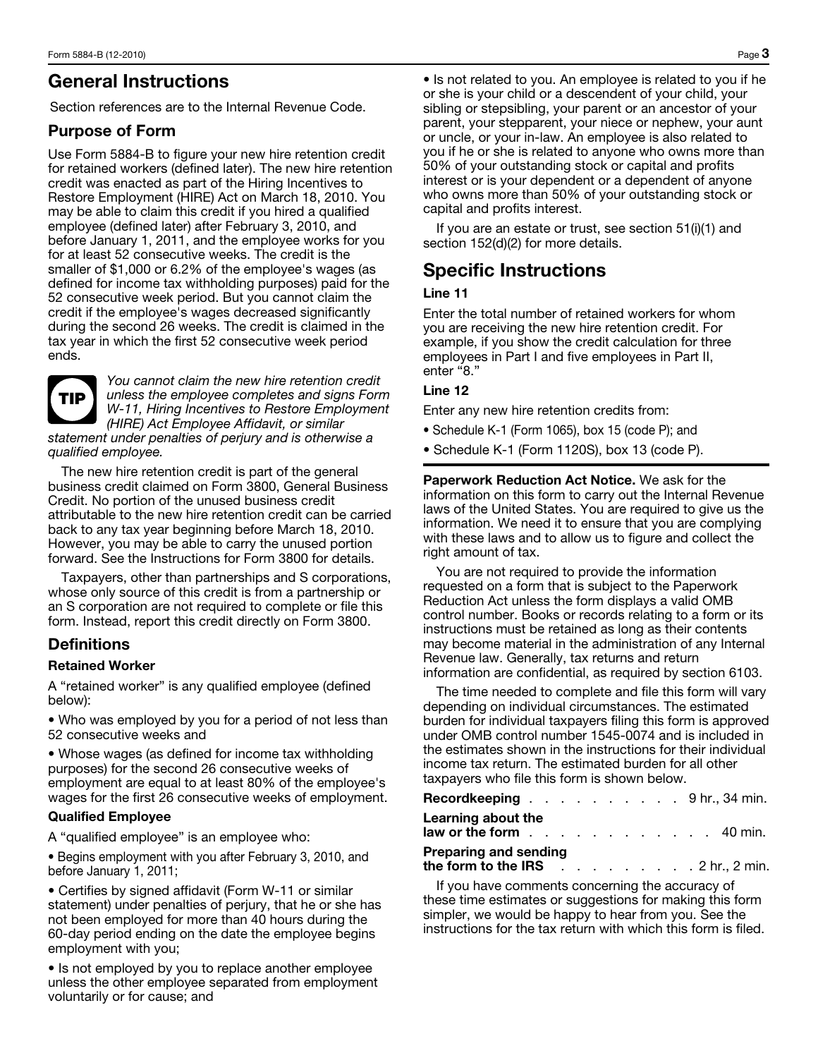# General Instructions

Section references are to the Internal Revenue Code.

## Purpose of Form

Use Form 5884-B to figure your new hire retention credit for retained workers (defined later). The new hire retention credit was enacted as part of the Hiring Incentives to Restore Employment (HIRE) Act on March 18, 2010. You may be able to claim this credit if you hired a qualified employee (defined later) after February 3, 2010, and before January 1, 2011, and the employee works for you for at least 52 consecutive weeks. The credit is the smaller of $1,000 or 6.2% of the employee's wages (as defined for income tax withholding purposes) paid for the 52 consecutive week period. But you cannot claim the credit if the employee's wages decreased significantly during the second 26 weeks. The credit is claimed in the tax year in which the first 52 consecutive week period ends.

**TIP** *You cannot claim the new hire retention credit unless the employee completes and signs Form W-11, Hiring Incentives to Restore Employment (HIRE) Act Employee Affidavit, or similar statement under penalties of perjury and is otherwise a qualified employee.*

The new hire retention credit is part of the general business credit claimed on Form 3800, General Business Credit. No portion of the unused business credit attributable to the new hire retention credit can be carried back to any tax year beginning before March 18, 2010. However, you may be able to carry the unused portion forward. See the Instructions for Form 3800 for details.

Taxpayers, other than partnerships and S corporations, whose only source of this credit is from a partnership or an S corporation are not required to complete or file this form. Instead, report this credit directly on Form 3800.

## Definitions

### Retained Worker

A "retained worker" is any qualified employee (defined below):

- Who was employed by you for a period of not less than 52 consecutive weeks and
- Whose wages (as defined for income tax withholding purposes) for the second 26 consecutive weeks of employment are equal to at least 80% of the employee's wages for the first 26 consecutive weeks of employment.

### Qualified Employee

A "qualified employee" is an employee who:

- Begins employment with you after February 3, 2010, and before January 1, 2011;
- Certifies by signed affidavit (Form W-11 or similar statement) under penalties of perjury, that he or she has not been employed for more than 40 hours during the 60-day period ending on the date the employee begins employment with you;
- Is not employed by you to replace another employee unless the other employee separated from employment voluntarily or for cause; and
- Is not related to you. An employee is related to you if he or she is your child or a descendent of your child, your sibling or stepsibling, your parent or an ancestor of your parent, your stepparent, your niece or nephew, your aunt or uncle, or your in-law. An employee is also related to you if he or she is related to anyone who owns more than 50% of your outstanding stock or capital and profits interest or is your dependent or a dependent of anyone who owns more than 50% of your outstanding stock or capital and profits interest.

If you are an estate or trust, see section 51(i)(1) and section 152(d)(2) for more details.

# Specific Instructions

### Line 11

Enter the total number of retained workers for whom you are receiving the new hire retention credit. For example, if you show the credit calculation for three employees in Part I and five employees in Part II, enter "8."

### Line 12

Enter any new hire retention credits from:

- Schedule K-1 (Form 1065), box 15 (code P); and
- Schedule K-1 (Form 1120S), box 13 (code P).

**Paperwork Reduction Act Notice.** We ask for the information on this form to carry out the Internal Revenue laws of the United States. You are required to give us the information. We need it to ensure that you are complying with these laws and to allow us to figure and collect the right amount of tax.

You are not required to provide the information requested on a form that is subject to the Paperwork Reduction Act unless the form displays a valid OMB control number. Books or records relating to a form or its instructions must be retained as long as their contents may become material in the administration of any Internal Revenue law. Generally, tax returns and return information are confidential, as required by section 6103.

The time needed to complete and file this form will vary depending on individual circumstances. The estimated burden for individual taxpayers filing this form is approved under OMB control number 1545-0074 and is included in the estimates shown in the instructions for their individual income tax return. The estimated burden for all other taxpayers who file this form is shown below.

| | |
|---|---|
| **Recordkeeping** | 9 hr., 34 min. |
| **Learning about the law or the form** | 40 min. |
| **Preparing and sending the form to the IRS** | 2 hr., 2 min. |

If you have comments concerning the accuracy of these time estimates or suggestions for making this form simpler, we would be happy to hear from you. See the instructions for the tax return with which this form is filed.